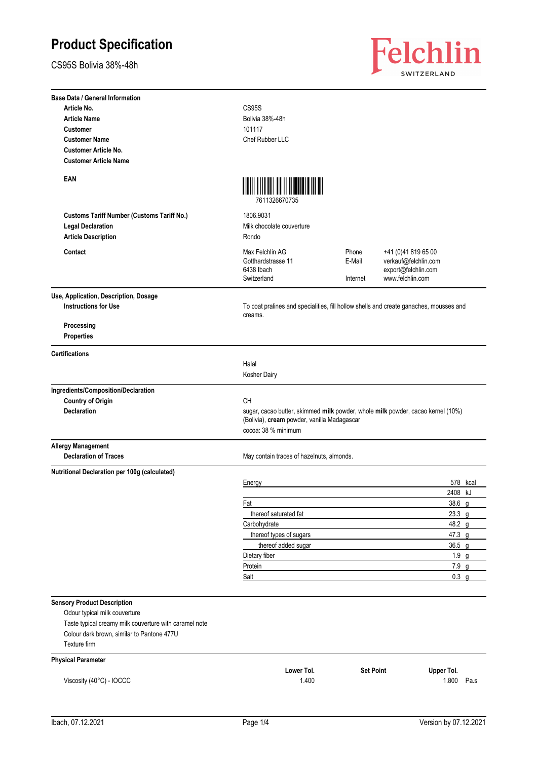# Product Specification

CS95S Bolivia 38%-48h

Felchlin SWITZERLAND

## Base Data / General Information

| | |
|---|---|
| **Article No.** | CS95S |
| **Article Name** | Bolivia 38%-48h |
| **Customer** | 101117 |
| **Customer Name** | Chef Rubber LLC |
| **Customer Article No.** | |
| **Customer Article Name** | |
| **EAN** | 7611326670735 |
| **Customs Tariff Number (Customs Tariff No.)** | 1806.9031 |
| **Legal Declaration** | Milk chocolate couverture |
| **Article Description** | Rondo |

**Contact**

Max Felchlin AG
Gotthardstrasse 11
6438 Ibach
Switzerland

Phone: +41 (0)41 819 65 00
E-Mail: verkauf@felchlin.com, export@felchlin.com
Internet: www.felchlin.com

## Use, Application, Description, Dosage

**Instructions for Use**
To coat pralines and specialities, fill hollow shells and create ganaches, mousses and creams.

**Processing**

**Properties**

## Certifications

Halal

Kosher Dairy

## Ingredients/Composition/Declaration

**Country of Origin**
CH

**Declaration**
sugar, cacao butter, skimmed **milk** powder, whole **milk** powder, cacao kernel (10%) (Bolivia), **cream** powder, vanilla Madagascar

cocoa: 38 % minimum

## Allergy Management

**Declaration of Traces**
May contain traces of hazelnuts, almonds.

## Nutritional Declaration per 100g (calculated)

| Nutrient | Value | Unit |
|---|---|---|
| Energy | 578 | kcal |
| | 2408 | kJ |
| Fat | 38.6 | g |
| thereof saturated fat | 23.3 | g |
| Carbohydrate | 48.2 | g |
| thereof types of sugars | 47.3 | g |
| thereof added sugar | 36.5 | g |
| Dietary fiber | 1.9 | g |
| Protein | 7.9 | g |
| Salt | 0.3 | g |

## Sensory Product Description

Odour typical milk couverture

Taste typical creamy milk couverture with caramel note

Colour dark brown, similar to Pantone 477U

Texture firm

## Physical Parameter

| | Lower Tol. | Set Point | Upper Tol. | |
|---|---|---|---|---|
| Viscosity (40°C) - IOCCC | 1.400 | | 1.800 | Pa.s |

Ibach, 07.12.2021 — Version by 07.12.2021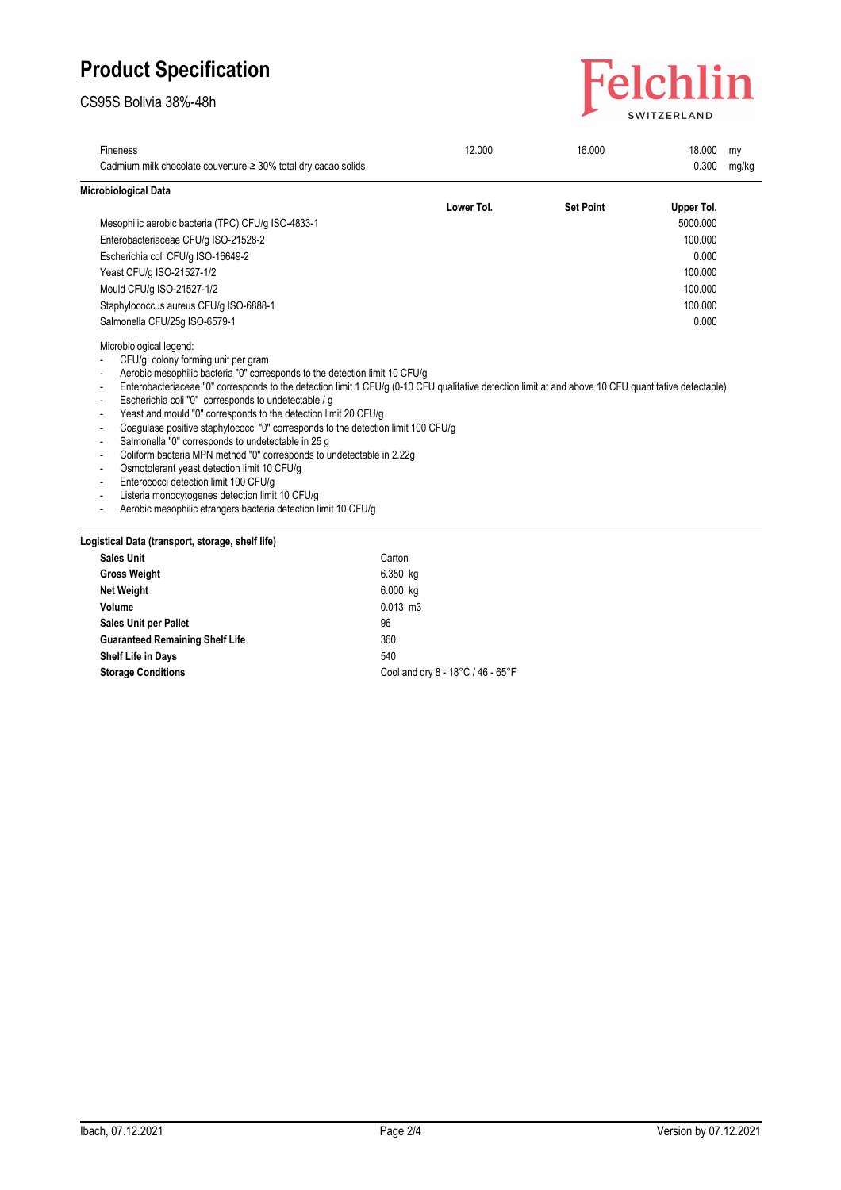# Product Specification

CS95S Bolivia 38%-48h

| | Lower Tol. | Set Point | Upper Tol. | |
|---|---|---|---|---|
| Fineness | 12.000 | 16.000 | 18.000 | my |
| Cadmium milk chocolate couverture ≥ 30% total dry cacao solids | | | 0.300 | mg/kg |

## Microbiological Data

| | Lower Tol. | Set Point | Upper Tol. |
|---|---|---|---|
| Mesophilic aerobic bacteria (TPC) CFU/g ISO-4833-1 | | | 5000.000 |
| Enterobacteriaceae CFU/g ISO-21528-2 | | | 100.000 |
| Escherichia coli CFU/g ISO-16649-2 | | | 0.000 |
| Yeast CFU/g ISO-21527-1/2 | | | 100.000 |
| Mould CFU/g ISO-21527-1/2 | | | 100.000 |
| Staphylococcus aureus CFU/g ISO-6888-1 | | | 100.000 |
| Salmonella CFU/25g ISO-6579-1 | | | 0.000 |

Microbiological legend:

- CFU/g: colony forming unit per gram
- Aerobic mesophilic bacteria "0" corresponds to the detection limit 10 CFU/g
- Enterobacteriaceae "0" corresponds to the detection limit 1 CFU/g (0-10 CFU qualitative detection limit at and above 10 CFU quantitative detectable)
- Escherichia coli "0" corresponds to undetectable / g
- Yeast and mould "0" corresponds to the detection limit 20 CFU/g
- Coagulase positive staphylococci "0" corresponds to the detection limit 100 CFU/g
- Salmonella "0" corresponds to undetectable in 25 g
- Coliform bacteria MPN method "0" corresponds to undetectable in 2.22g
- Osmotolerant yeast detection limit 10 CFU/g
- Enterococci detection limit 100 CFU/g
- Listeria monocytogenes detection limit 10 CFU/g
- Aerobic mesophilic etrangers bacteria detection limit 10 CFU/g

## Logistical Data (transport, storage, shelf life)

| | |
|---|---|
| **Sales Unit** | Carton |
| **Gross Weight** | 6.350 kg |
| **Net Weight** | 6.000 kg |
| **Volume** | 0.013 m3 |
| **Sales Unit per Pallet** | 96 |
| **Guaranteed Remaining Shelf Life** | 360 |
| **Shelf Life in Days** | 540 |
| **Storage Conditions** | Cool and dry 8 - 18°C / 46 - 65°F |

Ibach, 07.12.2021 Version by 07.12.2021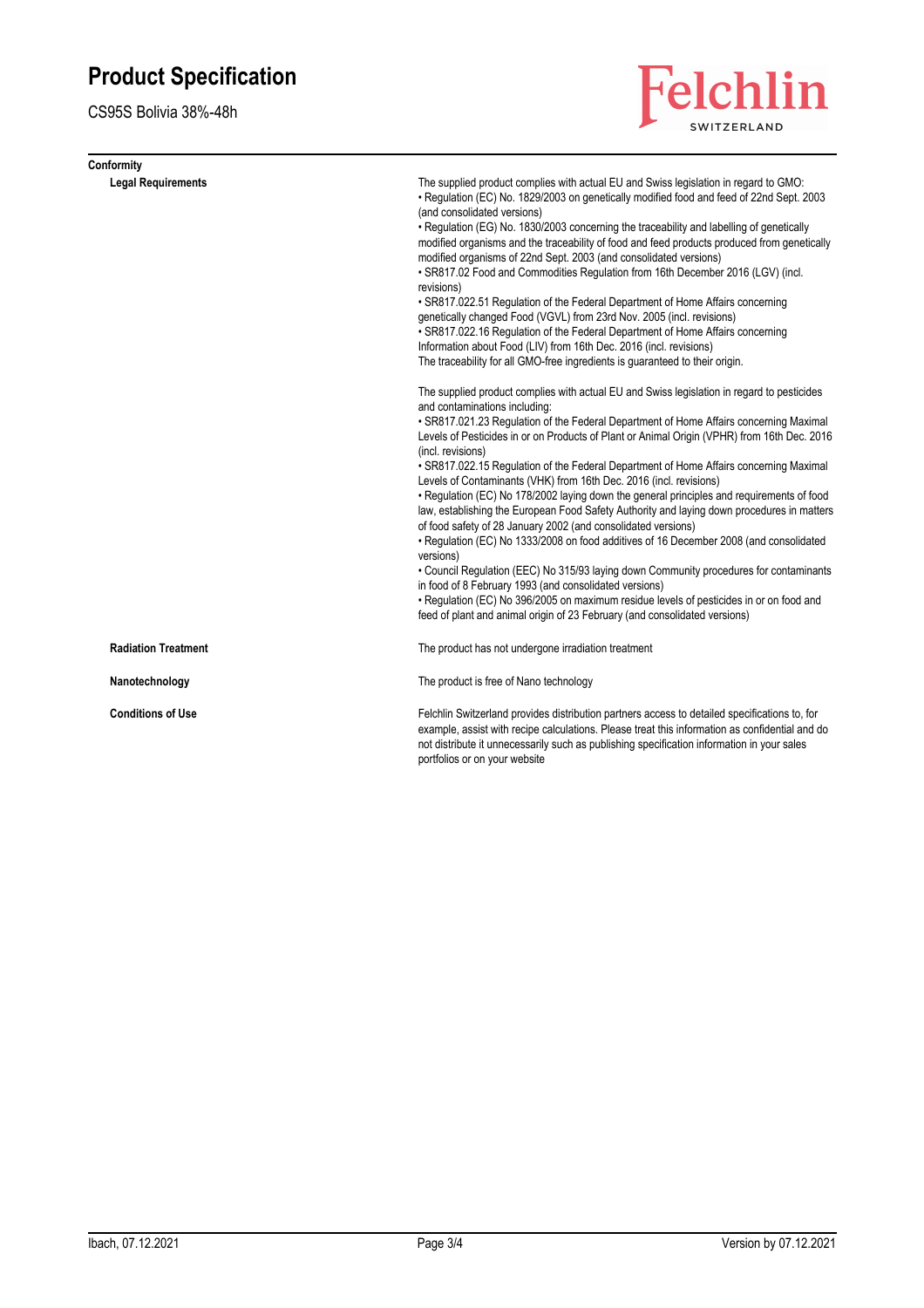# Product Specification

CS95S Bolivia 38%-48h

## Conformity

### Legal Requirements

The supplied product complies with actual EU and Swiss legislation in regard to GMO:
- Regulation (EC) No. 1829/2003 on genetically modified food and feed of 22nd Sept. 2003 (and consolidated versions)
- Regulation (EG) No. 1830/2003 concerning the traceability and labelling of genetically modified organisms and the traceability of food and feed products produced from genetically modified organisms of 22nd Sept. 2003 (and consolidated versions)
- SR817.02 Food and Commodities Regulation from 16th December 2016 (LGV) (incl. revisions)
- SR817.022.51 Regulation of the Federal Department of Home Affairs concerning genetically changed Food (VGVL) from 23rd Nov. 2005 (incl. revisions)
- SR817.022.16 Regulation of the Federal Department of Home Affairs concerning Information about Food (LIV) from 16th Dec. 2016 (incl. revisions)

The traceability for all GMO-free ingredients is guaranteed to their origin.

The supplied product complies with actual EU and Swiss legislation in regard to pesticides and contaminations including:
- SR817.021.23 Regulation of the Federal Department of Home Affairs concerning Maximal Levels of Pesticides in or on Products of Plant or Animal Origin (VPHR) from 16th Dec. 2016 (incl. revisions)
- SR817.022.15 Regulation of the Federal Department of Home Affairs concerning Maximal Levels of Contaminants (VHK) from 16th Dec. 2016 (incl. revisions)
- Regulation (EC) No 178/2002 laying down the general principles and requirements of food law, establishing the European Food Safety Authority and laying down procedures in matters of food safety of 28 January 2002 (and consolidated versions)
- Regulation (EC) No 1333/2008 on food additives of 16 December 2008 (and consolidated versions)
- Council Regulation (EEC) No 315/93 laying down Community procedures for contaminants in food of 8 February 1993 (and consolidated versions)
- Regulation (EC) No 396/2005 on maximum residue levels of pesticides in or on food and feed of plant and animal origin of 23 February (and consolidated versions)

### Radiation Treatment

The product has not undergone irradiation treatment

### Nanotechnology

The product is free of Nano technology

### Conditions of Use

Felchlin Switzerland provides distribution partners access to detailed specifications to, for example, assist with recipe calculations. Please treat this information as confidential and do not distribute it unnecessarily such as publishing specification information in your sales portfolios or on your website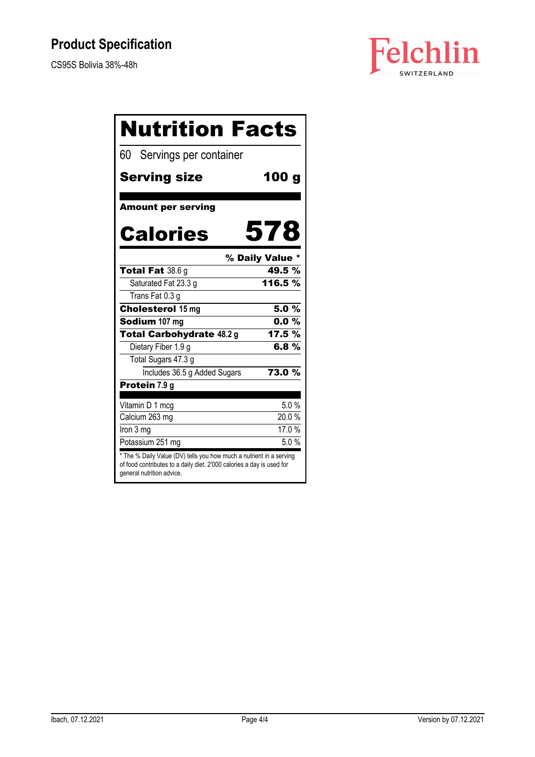# Product Specification

CS95S Bolivia 38%-48h

Felchlin
SWITZERLAND

## Nutrition Facts

60 Servings per container

**Serving size** **100 g**

**Amount per serving**

**Calories** **578**

| | % Daily Value * |
|---|---|
| **Total Fat** 38.6 g | **49.5 %** |
| Saturated Fat 23.3 g | **116.5 %** |
| Trans Fat 0.3 g | |
| **Cholesterol** 15 mg | **5.0 %** |
| **Sodium** 107 mg | **0.0 %** |
| **Total Carbohydrate** 48.2 g | **17.5 %** |
| Dietary Fiber 1.9 g | **6.8 %** |
| Total Sugars 47.3 g | |
| Includes 36.5 g Added Sugars | **73.0 %** |
| **Protein** 7.9 g | |
| Vitamin D 1 mcg | 5.0 % |
| Calcium 263 mg | 20.0 % |
| Iron 3 mg | 17.0 % |
| Potassium 251 mg | 5.0 % |

* The % Daily Value (DV) tells you how much a nutrient in a serving of food contributes to a daily diet. 2'000 calories a day is used for general nutrition advice.

Ibach, 07.12.2021 Version by 07.12.2021